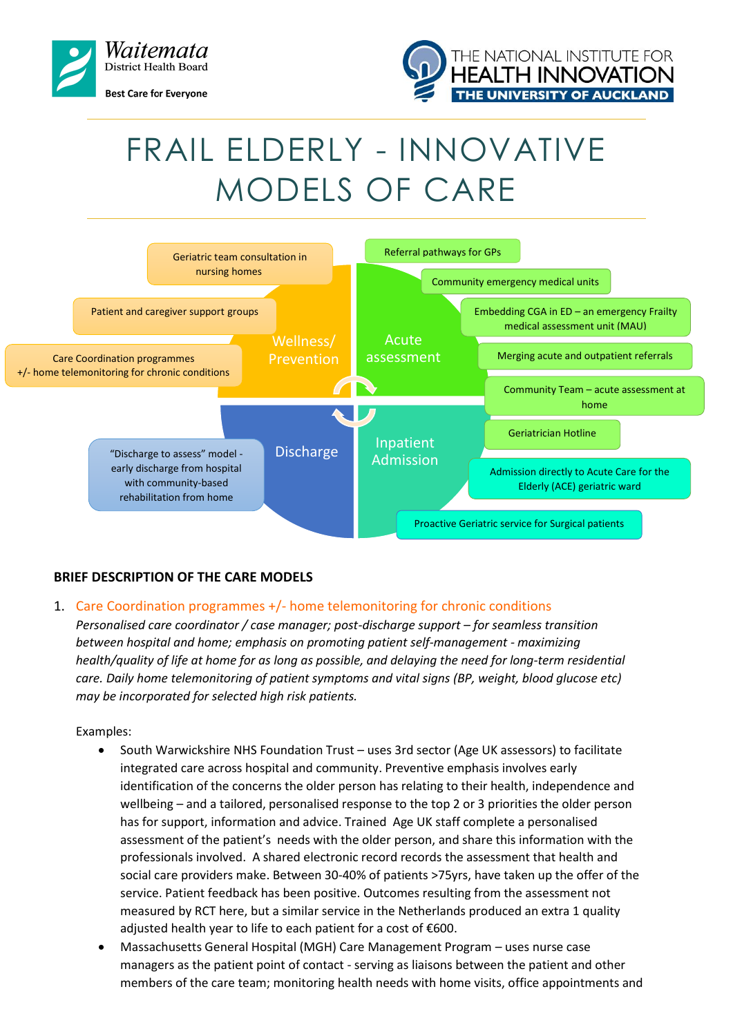Waitemata District Health Board
Best Care for Everyone

THE NATIONAL INSTITUTE FOR HEALTH INNOVATION
THE UNIVERSITY OF AUCKLAND

# FRAIL ELDERLY - INNOVATIVE MODELS OF CARE

**Wellness/ Prevention**
- Geriatric team consultation in nursing homes
- Patient and caregiver support groups
- Care Coordination programmes +/- home telemonitoring for chronic conditions

**Acute assessment**
- Referral pathways for GPs
- Community emergency medical units
- Embedding CGA in ED – an emergency Frailty medical assessment unit (MAU)
- Merging acute and outpatient referrals
- Community Team – acute assessment at home

**Inpatient Admission**
- Geriatrician Hotline
- Admission directly to Acute Care for the Elderly (ACE) geriatric ward
- Proactive Geriatric service for Surgical patients

**Discharge**
- "Discharge to assess" model - early discharge from hospital with community-based rehabilitation from home

## BRIEF DESCRIPTION OF THE CARE MODELS

1. Care Coordination programmes +/- home telemonitoring for chronic conditions

   *Personalised care coordinator / case manager; post-discharge support – for seamless transition between hospital and home; emphasis on promoting patient self-management - maximizing health/quality of life at home for as long as possible, and delaying the need for long-term residential care. Daily home telemonitoring of patient symptoms and vital signs (BP, weight, blood glucose etc) may be incorporated for selected high risk patients.*

   Examples:

   - South Warwickshire NHS Foundation Trust – uses 3rd sector (Age UK assessors) to facilitate integrated care across hospital and community. Preventive emphasis involves early identification of the concerns the older person has relating to their health, independence and wellbeing – and a tailored, personalised response to the top 2 or 3 priorities the older person has for support, information and advice. Trained Age UK staff complete a personalised assessment of the patient's needs with the older person, and share this information with the professionals involved. A shared electronic record records the assessment that health and social care providers make. Between 30-40% of patients >75yrs, have taken up the offer of the service. Patient feedback has been positive. Outcomes resulting from the assessment not measured by RCT here, but a similar service in the Netherlands produced an extra 1 quality adjusted health year to life to each patient for a cost of €600.
   - Massachusetts General Hospital (MGH) Care Management Program – uses nurse case managers as the patient point of contact - serving as liaisons between the patient and other members of the care team; monitoring health needs with home visits, office appointments and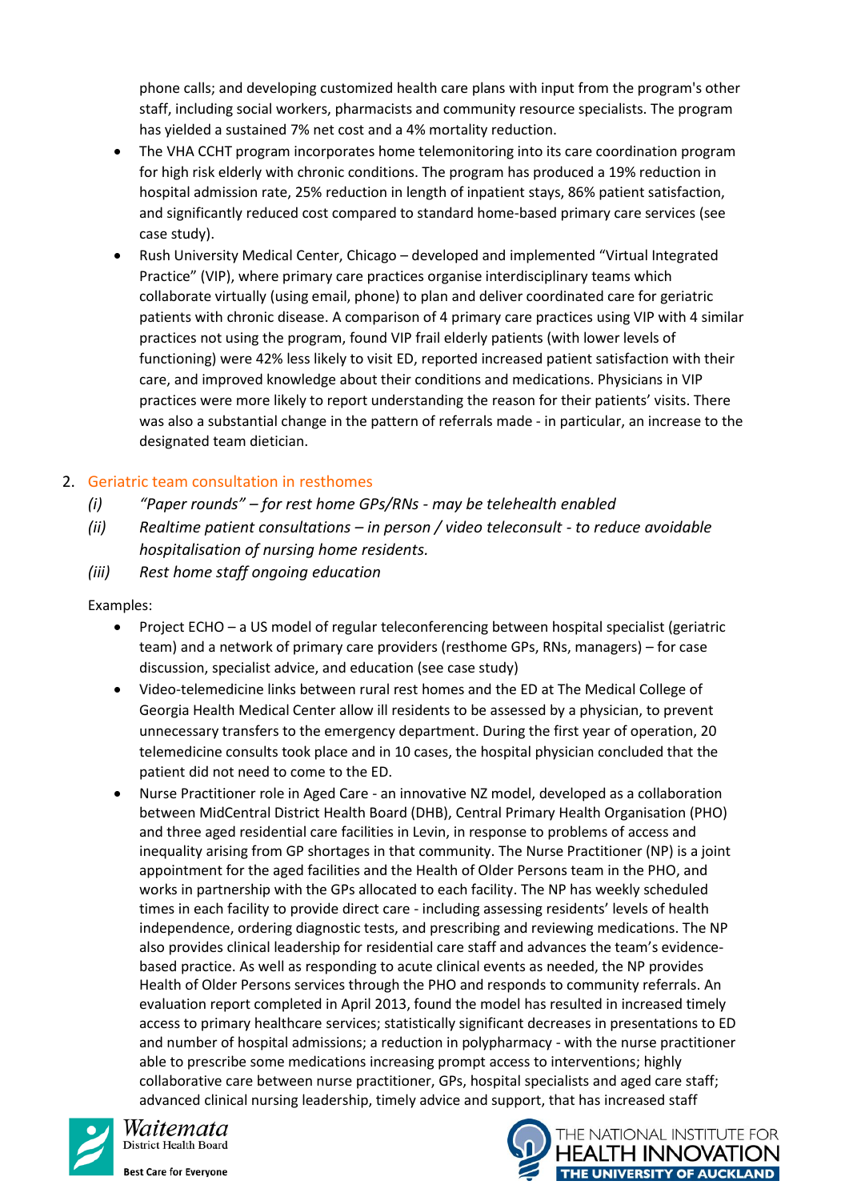phone calls; and developing customized health care plans with input from the program's other staff, including social workers, pharmacists and community resource specialists. The program has yielded a sustained 7% net cost and a 4% mortality reduction.

- The VHA CCHT program incorporates home telemonitoring into its care coordination program for high risk elderly with chronic conditions. The program has produced a 19% reduction in hospital admission rate, 25% reduction in length of inpatient stays, 86% patient satisfaction, and significantly reduced cost compared to standard home-based primary care services (see case study).
- Rush University Medical Center, Chicago – developed and implemented "Virtual Integrated Practice" (VIP), where primary care practices organise interdisciplinary teams which collaborate virtually (using email, phone) to plan and deliver coordinated care for geriatric patients with chronic disease. A comparison of 4 primary care practices using VIP with 4 similar practices not using the program, found VIP frail elderly patients (with lower levels of functioning) were 42% less likely to visit ED, reported increased patient satisfaction with their care, and improved knowledge about their conditions and medications. Physicians in VIP practices were more likely to report understanding the reason for their patients' visits. There was also a substantial change in the pattern of referrals made - in particular, an increase to the designated team dietician.

2. Geriatric team consultation in resthomes
   - *(i) "Paper rounds" – for rest home GPs/RNs - may be telehealth enabled*
   - *(ii) Realtime patient consultations – in person / video teleconsult - to reduce avoidable hospitalisation of nursing home residents.*
   - *(iii) Rest home staff ongoing education*

   Examples:

   - Project ECHO – a US model of regular teleconferencing between hospital specialist (geriatric team) and a network of primary care providers (resthome GPs, RNs, managers) – for case discussion, specialist advice, and education (see case study)
   - Video-telemedicine links between rural rest homes and the ED at The Medical College of Georgia Health Medical Center allow ill residents to be assessed by a physician, to prevent unnecessary transfers to the emergency department. During the first year of operation, 20 telemedicine consults took place and in 10 cases, the hospital physician concluded that the patient did not need to come to the ED.
   - Nurse Practitioner role in Aged Care - an innovative NZ model, developed as a collaboration between MidCentral District Health Board (DHB), Central Primary Health Organisation (PHO) and three aged residential care facilities in Levin, in response to problems of access and inequality arising from GP shortages in that community. The Nurse Practitioner (NP) is a joint appointment for the aged facilities and the Health of Older Persons team in the PHO, and works in partnership with the GPs allocated to each facility. The NP has weekly scheduled times in each facility to provide direct care - including assessing residents' levels of health independence, ordering diagnostic tests, and prescribing and reviewing medications. The NP also provides clinical leadership for residential care staff and advances the team's evidence-based practice. As well as responding to acute clinical events as needed, the NP provides Health of Older Persons services through the PHO and responds to community referrals. An evaluation report completed in April 2013, found the model has resulted in increased timely access to primary healthcare services; statistically significant decreases in presentations to ED and number of hospital admissions; a reduction in polypharmacy - with the nurse practitioner able to prescribe some medications increasing prompt access to interventions; highly collaborative care between nurse practitioner, GPs, hospital specialists and aged care staff; advanced clinical nursing leadership, timely advice and support, that has increased staff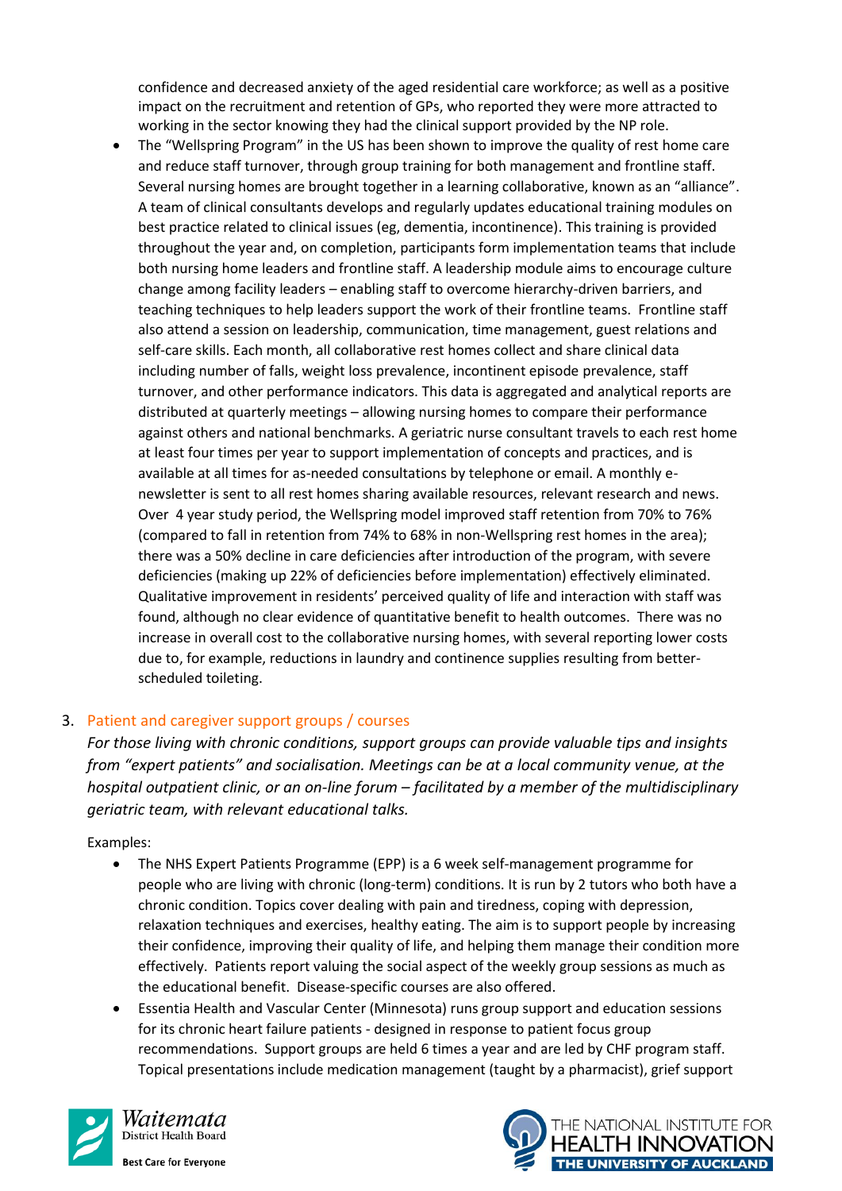confidence and decreased anxiety of the aged residential care workforce; as well as a positive impact on the recruitment and retention of GPs, who reported they were more attracted to working in the sector knowing they had the clinical support provided by the NP role.

- The "Wellspring Program" in the US has been shown to improve the quality of rest home care and reduce staff turnover, through group training for both management and frontline staff. Several nursing homes are brought together in a learning collaborative, known as an "alliance". A team of clinical consultants develops and regularly updates educational training modules on best practice related to clinical issues (eg, dementia, incontinence). This training is provided throughout the year and, on completion, participants form implementation teams that include both nursing home leaders and frontline staff. A leadership module aims to encourage culture change among facility leaders – enabling staff to overcome hierarchy-driven barriers, and teaching techniques to help leaders support the work of their frontline teams. Frontline staff also attend a session on leadership, communication, time management, guest relations and self-care skills. Each month, all collaborative rest homes collect and share clinical data including number of falls, weight loss prevalence, incontinent episode prevalence, staff turnover, and other performance indicators. This data is aggregated and analytical reports are distributed at quarterly meetings – allowing nursing homes to compare their performance against others and national benchmarks. A geriatric nurse consultant travels to each rest home at least four times per year to support implementation of concepts and practices, and is available at all times for as-needed consultations by telephone or email. A monthly e-newsletter is sent to all rest homes sharing available resources, relevant research and news. Over 4 year study period, the Wellspring model improved staff retention from 70% to 76% (compared to fall in retention from 74% to 68% in non-Wellspring rest homes in the area); there was a 50% decline in care deficiencies after introduction of the program, with severe deficiencies (making up 22% of deficiencies before implementation) effectively eliminated. Qualitative improvement in residents' perceived quality of life and interaction with staff was found, although no clear evidence of quantitative benefit to health outcomes. There was no increase in overall cost to the collaborative nursing homes, with several reporting lower costs due to, for example, reductions in laundry and continence supplies resulting from better-scheduled toileting.

## 3. Patient and caregiver support groups / courses

*For those living with chronic conditions, support groups can provide valuable tips and insights from "expert patients" and socialisation. Meetings can be at a local community venue, at the hospital outpatient clinic, or an on-line forum – facilitated by a member of the multidisciplinary geriatric team, with relevant educational talks.*

Examples:

- The NHS Expert Patients Programme (EPP) is a 6 week self-management programme for people who are living with chronic (long-term) conditions. It is run by 2 tutors who both have a chronic condition. Topics cover dealing with pain and tiredness, coping with depression, relaxation techniques and exercises, healthy eating. The aim is to support people by increasing their confidence, improving their quality of life, and helping them manage their condition more effectively. Patients report valuing the social aspect of the weekly group sessions as much as the educational benefit. Disease-specific courses are also offered.
- Essentia Health and Vascular Center (Minnesota) runs group support and education sessions for its chronic heart failure patients - designed in response to patient focus group recommendations. Support groups are held 6 times a year and are led by CHF program staff. Topical presentations include medication management (taught by a pharmacist), grief support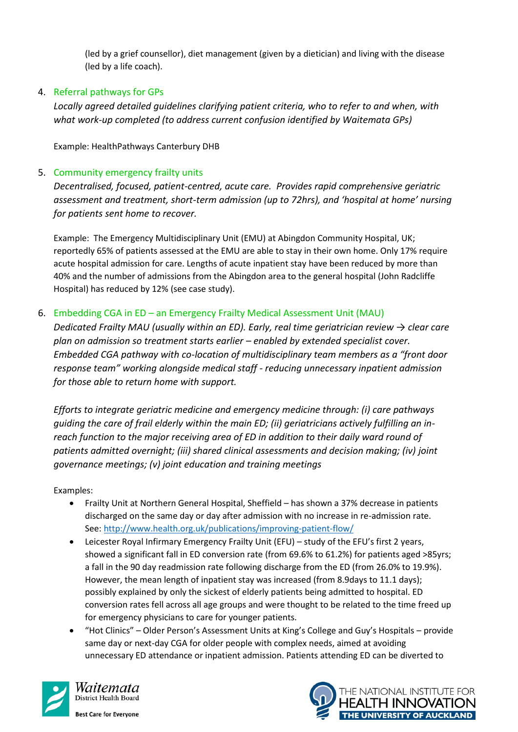(led by a grief counsellor), diet management (given by a dietician) and living with the disease (led by a life coach).

4. Referral pathways for GPs

   *Locally agreed detailed guidelines clarifying patient criteria, who to refer to and when, with what work-up completed (to address current confusion identified by Waitemata GPs)*

   Example: HealthPathways Canterbury DHB

5. Community emergency frailty units

   *Decentralised, focused, patient-centred, acute care. Provides rapid comprehensive geriatric assessment and treatment, short-term admission (up to 72hrs), and 'hospital at home' nursing for patients sent home to recover.*

   Example: The Emergency Multidisciplinary Unit (EMU) at Abingdon Community Hospital, UK; reportedly 65% of patients assessed at the EMU are able to stay in their own home. Only 17% require acute hospital admission for care. Lengths of acute inpatient stay have been reduced by more than 40% and the number of admissions from the Abingdon area to the general hospital (John Radcliffe Hospital) has reduced by 12% (see case study).

6. Embedding CGA in ED – an Emergency Frailty Medical Assessment Unit (MAU)

   *Dedicated Frailty MAU (usually within an ED). Early, real time geriatrician review → clear care plan on admission so treatment starts earlier – enabled by extended specialist cover. Embedded CGA pathway with co-location of multidisciplinary team members as a "front door response team" working alongside medical staff - reducing unnecessary inpatient admission for those able to return home with support.*

   *Efforts to integrate geriatric medicine and emergency medicine through: (i) care pathways guiding the care of frail elderly within the main ED; (ii) geriatricians actively fulfilling an in-reach function to the major receiving area of ED in addition to their daily ward round of patients admitted overnight; (iii) shared clinical assessments and decision making; (iv) joint governance meetings; (v) joint education and training meetings*

   Examples:

   - Frailty Unit at Northern General Hospital, Sheffield – has shown a 37% decrease in patients discharged on the same day or day after admission with no increase in re-admission rate. See: http://www.health.org.uk/publications/improving-patient-flow/
   - Leicester Royal Infirmary Emergency Frailty Unit (EFU) – study of the EFU's first 2 years, showed a significant fall in ED conversion rate (from 69.6% to 61.2%) for patients aged >85yrs; a fall in the 90 day readmission rate following discharge from the ED (from 26.0% to 19.9%). However, the mean length of inpatient stay was increased (from 8.9days to 11.1 days); possibly explained by only the sickest of elderly patients being admitted to hospital. ED conversion rates fell across all age groups and were thought to be related to the time freed up for emergency physicians to care for younger patients.
   - "Hot Clinics" – Older Person's Assessment Units at King's College and Guy's Hospitals – provide same day or next-day CGA for older people with complex needs, aimed at avoiding unnecessary ED attendance or inpatient admission. Patients attending ED can be diverted to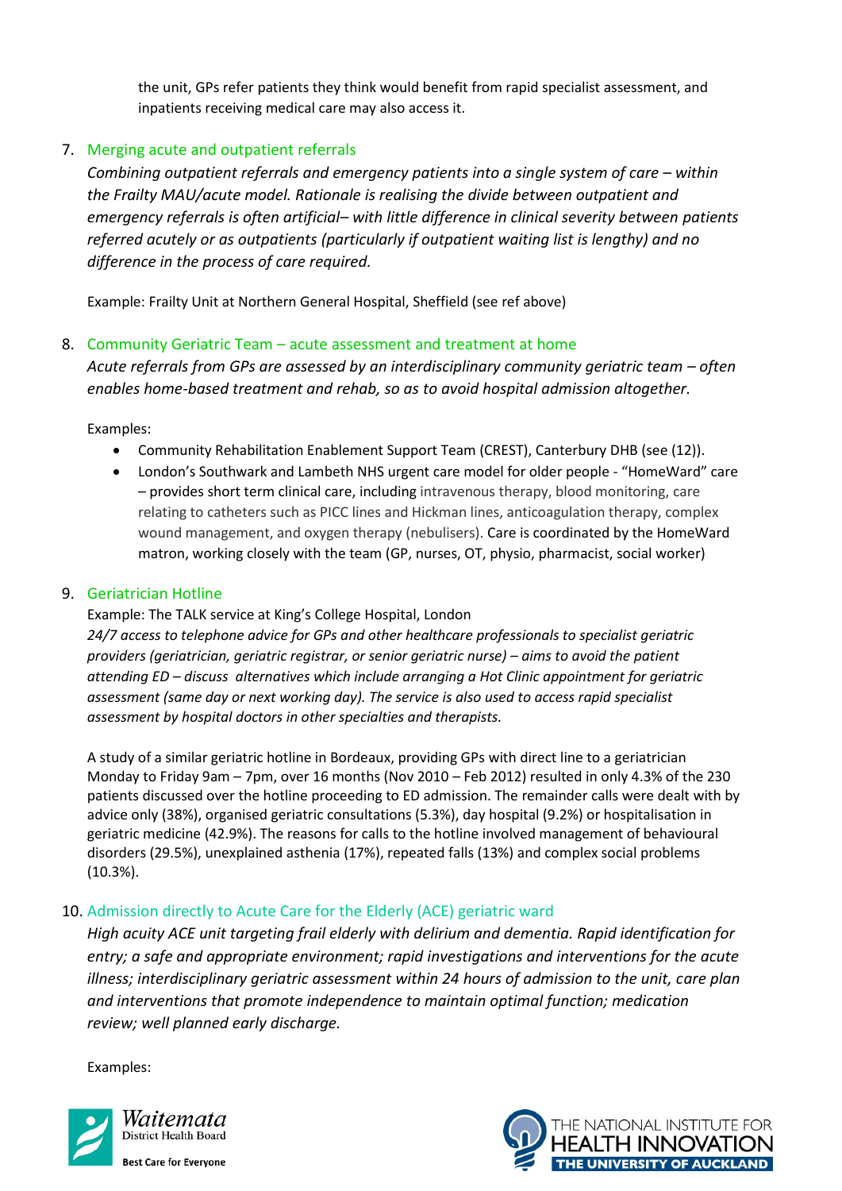the unit, GPs refer patients they think would benefit from rapid specialist assessment, and inpatients receiving medical care may also access it.

7. Merging acute and outpatient referrals

   *Combining outpatient referrals and emergency patients into a single system of care – within the Frailty MAU/acute model. Rationale is realising the divide between outpatient and emergency referrals is often artificial– with little difference in clinical severity between patients referred acutely or as outpatients (particularly if outpatient waiting list is lengthy) and no difference in the process of care required.*

   Example: Frailty Unit at Northern General Hospital, Sheffield (see ref above)

8. Community Geriatric Team – acute assessment and treatment at home

   *Acute referrals from GPs are assessed by an interdisciplinary community geriatric team – often enables home-based treatment and rehab, so as to avoid hospital admission altogether.*

   Examples:

   - Community Rehabilitation Enablement Support Team (CREST), Canterbury DHB (see (12)).
   - London's Southwark and Lambeth NHS urgent care model for older people - "HomeWard" care – provides short term clinical care, including intravenous therapy, blood monitoring, care relating to catheters such as PICC lines and Hickman lines, anticoagulation therapy, complex wound management, and oxygen therapy (nebulisers). Care is coordinated by the HomeWard matron, working closely with the team (GP, nurses, OT, physio, pharmacist, social worker)

9. Geriatrician Hotline

   Example: The TALK service at King's College Hospital, London

   *24/7 access to telephone advice for GPs and other healthcare professionals to specialist geriatric providers (geriatrician, geriatric registrar, or senior geriatric nurse) – aims to avoid the patient attending ED – discuss alternatives which include arranging a Hot Clinic appointment for geriatric assessment (same day or next working day). The service is also used to access rapid specialist assessment by hospital doctors in other specialties and therapists.*

   A study of a similar geriatric hotline in Bordeaux, providing GPs with direct line to a geriatrician Monday to Friday 9am – 7pm, over 16 months (Nov 2010 – Feb 2012) resulted in only 4.3% of the 230 patients discussed over the hotline proceeding to ED admission. The remainder calls were dealt with by advice only (38%), organised geriatric consultations (5.3%), day hospital (9.2%) or hospitalisation in geriatric medicine (42.9%). The reasons for calls to the hotline involved management of behavioural disorders (29.5%), unexplained asthenia (17%), repeated falls (13%) and complex social problems (10.3%).

10. Admission directly to Acute Care for the Elderly (ACE) geriatric ward

    *High acuity ACE unit targeting frail elderly with delirium and dementia. Rapid identification for entry; a safe and appropriate environment; rapid investigations and interventions for the acute illness; interdisciplinary geriatric assessment within 24 hours of admission to the unit, care plan and interventions that promote independence to maintain optimal function; medication review; well planned early discharge.*

    Examples: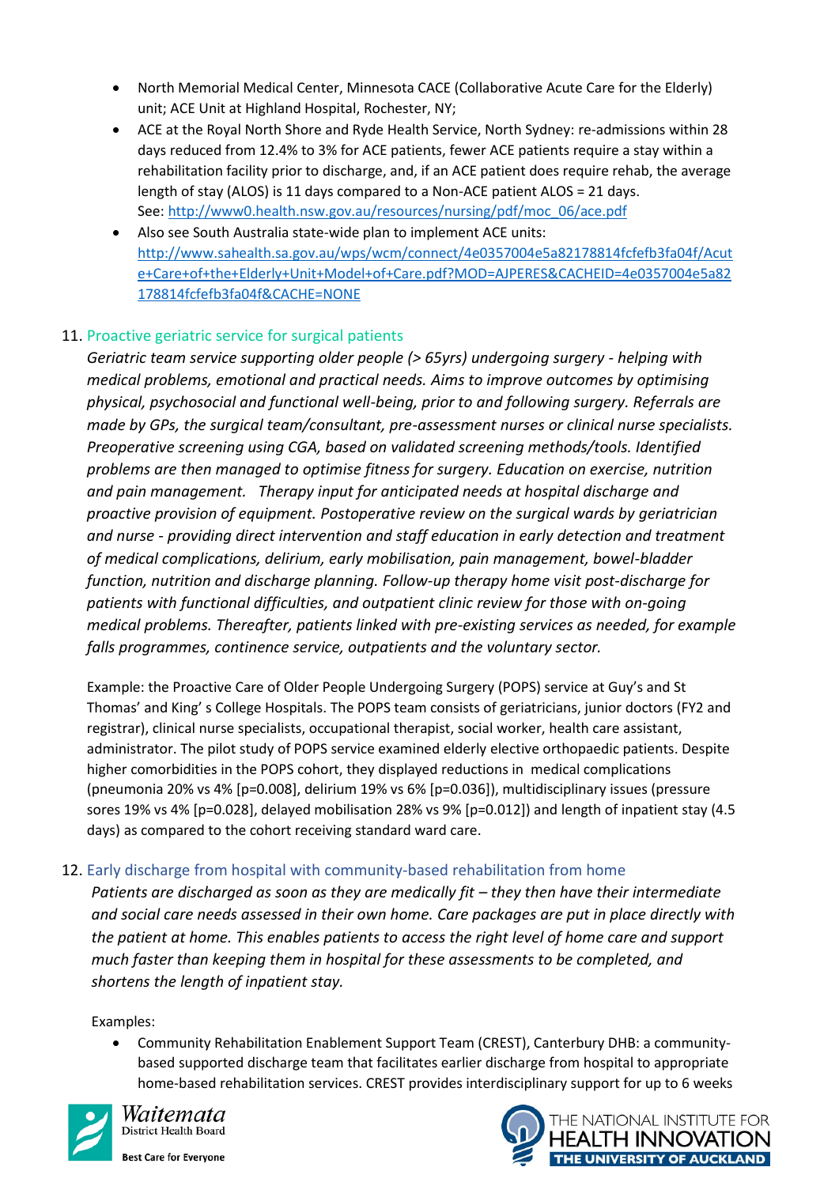- North Memorial Medical Center, Minnesota CACE (Collaborative Acute Care for the Elderly) unit; ACE Unit at Highland Hospital, Rochester, NY;
- ACE at the Royal North Shore and Ryde Health Service, North Sydney: re-admissions within 28 days reduced from 12.4% to 3% for ACE patients, fewer ACE patients require a stay within a rehabilitation facility prior to discharge, and, if an ACE patient does require rehab, the average length of stay (ALOS) is 11 days compared to a Non-ACE patient ALOS = 21 days. See: http://www0.health.nsw.gov.au/resources/nursing/pdf/moc_06/ace.pdf
- Also see South Australia state-wide plan to implement ACE units: http://www.sahealth.sa.gov.au/wps/wcm/connect/4e0357004e5a82178814fcfefb3fa04f/Acute+Care+of+the+Elderly+Unit+Model+of+Care.pdf?MOD=AJPERES&CACHEID=4e0357004e5a82178814fcfefb3fa04f&CACHE=NONE

## 11. Proactive geriatric service for surgical patients

*Geriatric team service supporting older people (> 65yrs) undergoing surgery - helping with medical problems, emotional and practical needs. Aims to improve outcomes by optimising physical, psychosocial and functional well-being, prior to and following surgery. Referrals are made by GPs, the surgical team/consultant, pre-assessment nurses or clinical nurse specialists. Preoperative screening using CGA, based on validated screening methods/tools. Identified problems are then managed to optimise fitness for surgery. Education on exercise, nutrition and pain management. Therapy input for anticipated needs at hospital discharge and proactive provision of equipment. Postoperative review on the surgical wards by geriatrician and nurse - providing direct intervention and staff education in early detection and treatment of medical complications, delirium, early mobilisation, pain management, bowel-bladder function, nutrition and discharge planning. Follow-up therapy home visit post-discharge for patients with functional difficulties, and outpatient clinic review for those with on-going medical problems. Thereafter, patients linked with pre-existing services as needed, for example falls programmes, continence service, outpatients and the voluntary sector.*

Example: the Proactive Care of Older People Undergoing Surgery (POPS) service at Guy's and St Thomas' and King' s College Hospitals. The POPS team consists of geriatricians, junior doctors (FY2 and registrar), clinical nurse specialists, occupational therapist, social worker, health care assistant, administrator. The pilot study of POPS service examined elderly elective orthopaedic patients. Despite higher comorbidities in the POPS cohort, they displayed reductions in medical complications (pneumonia 20% vs 4% [$p=0.008$], delirium 19% vs 6% [$p=0.036$]), multidisciplinary issues (pressure sores 19% vs 4% [$p=0.028$], delayed mobilisation 28% vs 9% [$p=0.012$]) and length of inpatient stay (4.5 days) as compared to the cohort receiving standard ward care.

## 12. Early discharge from hospital with community-based rehabilitation from home

*Patients are discharged as soon as they are medically fit – they then have their intermediate and social care needs assessed in their own home. Care packages are put in place directly with the patient at home. This enables patients to access the right level of home care and support much faster than keeping them in hospital for these assessments to be completed, and shortens the length of inpatient stay.*

Examples:

- Community Rehabilitation Enablement Support Team (CREST), Canterbury DHB: a community-based supported discharge team that facilitates earlier discharge from hospital to appropriate home-based rehabilitation services. CREST provides interdisciplinary support for up to 6 weeks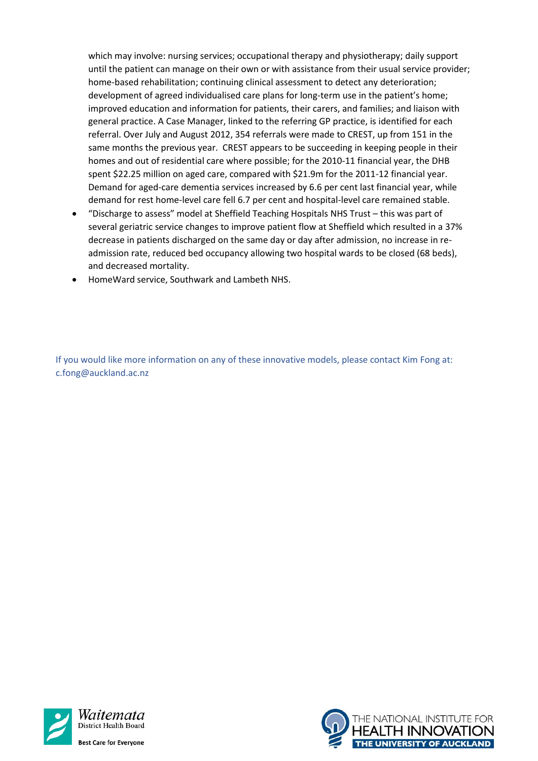which may involve: nursing services; occupational therapy and physiotherapy; daily support until the patient can manage on their own or with assistance from their usual service provider; home-based rehabilitation; continuing clinical assessment to detect any deterioration; development of agreed individualised care plans for long-term use in the patient's home; improved education and information for patients, their carers, and families; and liaison with general practice. A Case Manager, linked to the referring GP practice, is identified for each referral. Over July and August 2012, 354 referrals were made to CREST, up from 151 in the same months the previous year. CREST appears to be succeeding in keeping people in their homes and out of residential care where possible; for the 2010-11 financial year, the DHB spent $22.25 million on aged care, compared with $21.9m for the 2011-12 financial year. Demand for aged-care dementia services increased by 6.6 per cent last financial year, while demand for rest home-level care fell 6.7 per cent and hospital-level care remained stable.

- "Discharge to assess" model at Sheffield Teaching Hospitals NHS Trust – this was part of several geriatric service changes to improve patient flow at Sheffield which resulted in a 37% decrease in patients discharged on the same day or day after admission, no increase in re-admission rate, reduced bed occupancy allowing two hospital wards to be closed (68 beds), and decreased mortality.
- HomeWard service, Southwark and Lambeth NHS.

If you would like more information on any of these innovative models, please contact Kim Fong at: c.fong@auckland.ac.nz

Waitemata District Health Board
Best Care for Everyone

THE NATIONAL INSTITUTE FOR HEALTH INNOVATION
THE UNIVERSITY OF AUCKLAND